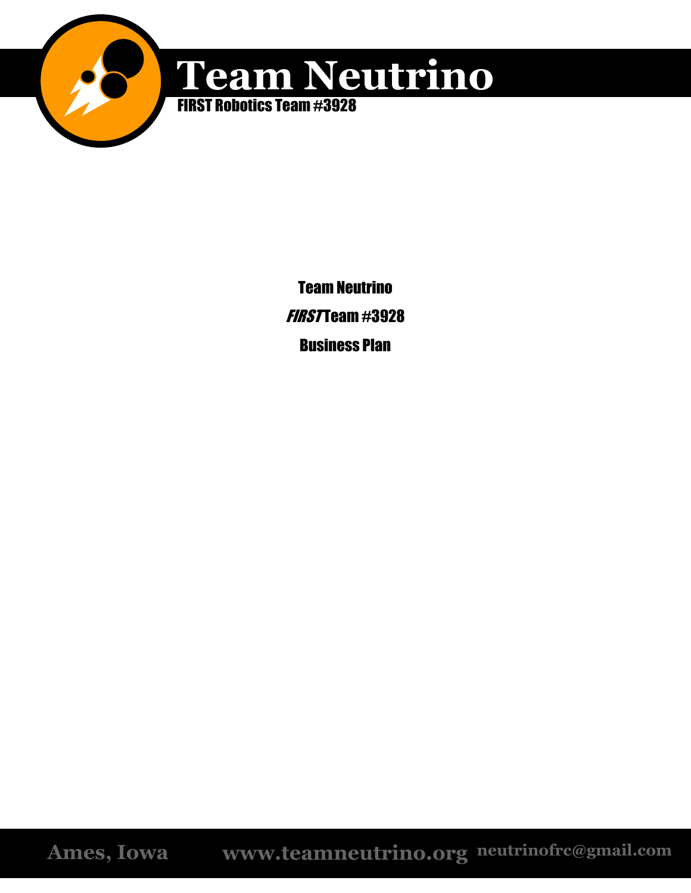# Team Neutrino

FIRST Robotics Team #3928

Team Neutrino

*FIRST* Team #3928

Business Plan

Ames, Iowa www.teamneutrino.org neutrinofrc@gmail.com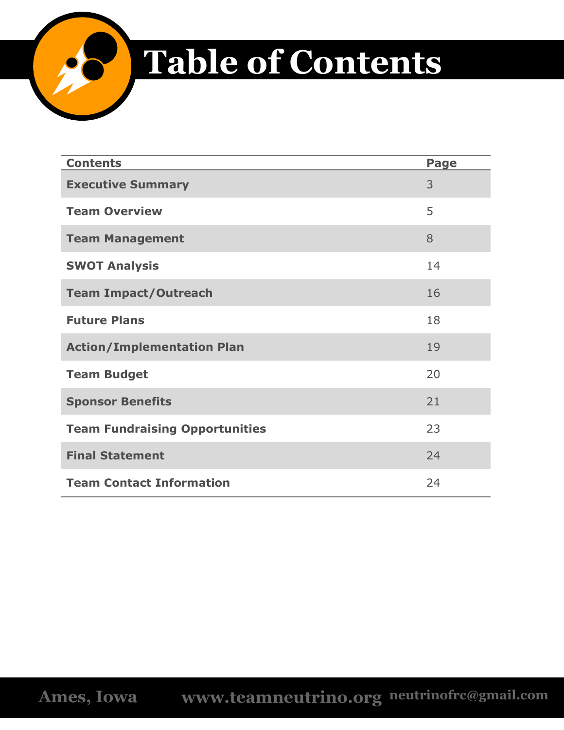# Table of Contents

| Contents | Page |
| --- | --- |
| **Executive Summary** | 3 |
| **Team Overview** | 5 |
| **Team Management** | 8 |
| **SWOT Analysis** | 14 |
| **Team Impact/Outreach** | 16 |
| **Future Plans** | 18 |
| **Action/Implementation Plan** | 19 |
| **Team Budget** | 20 |
| **Sponsor Benefits** | 21 |
| **Team Fundraising Opportunities** | 23 |
| **Final Statement** | 24 |
| **Team Contact Information** | 24 |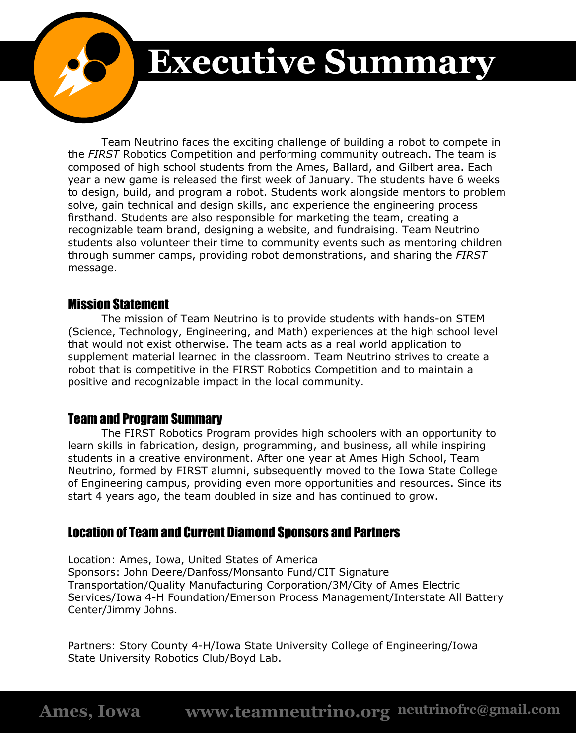# Executive Summary

Team Neutrino faces the exciting challenge of building a robot to compete in the *FIRST* Robotics Competition and performing community outreach. The team is composed of high school students from the Ames, Ballard, and Gilbert area. Each year a new game is released the first week of January. The students have 6 weeks to design, build, and program a robot. Students work alongside mentors to problem solve, gain technical and design skills, and experience the engineering process firsthand. Students are also responsible for marketing the team, creating a recognizable team brand, designing a website, and fundraising. Team Neutrino students also volunteer their time to community events such as mentoring children through summer camps, providing robot demonstrations, and sharing the *FIRST* message.

## Mission Statement

The mission of Team Neutrino is to provide students with hands-on STEM (Science, Technology, Engineering, and Math) experiences at the high school level that would not exist otherwise. The team acts as a real world application to supplement material learned in the classroom. Team Neutrino strives to create a robot that is competitive in the FIRST Robotics Competition and to maintain a positive and recognizable impact in the local community.

## Team and Program Summary

The FIRST Robotics Program provides high schoolers with an opportunity to learn skills in fabrication, design, programming, and business, all while inspiring students in a creative environment. After one year at Ames High School, Team Neutrino, formed by FIRST alumni, subsequently moved to the Iowa State College of Engineering campus, providing even more opportunities and resources. Since its start 4 years ago, the team doubled in size and has continued to grow.

## Location of Team and Current Diamond Sponsors and Partners

Location: Ames, Iowa, United States of America
Sponsors: John Deere/Danfoss/Monsanto Fund/CIT Signature Transportation/Quality Manufacturing Corporation/3M/City of Ames Electric Services/Iowa 4-H Foundation/Emerson Process Management/Interstate All Battery Center/Jimmy Johns.

Partners: Story County 4-H/Iowa State University College of Engineering/Iowa State University Robotics Club/Boyd Lab.

Ames, Iowa www.teamneutrino.org neutrinofrc@gmail.com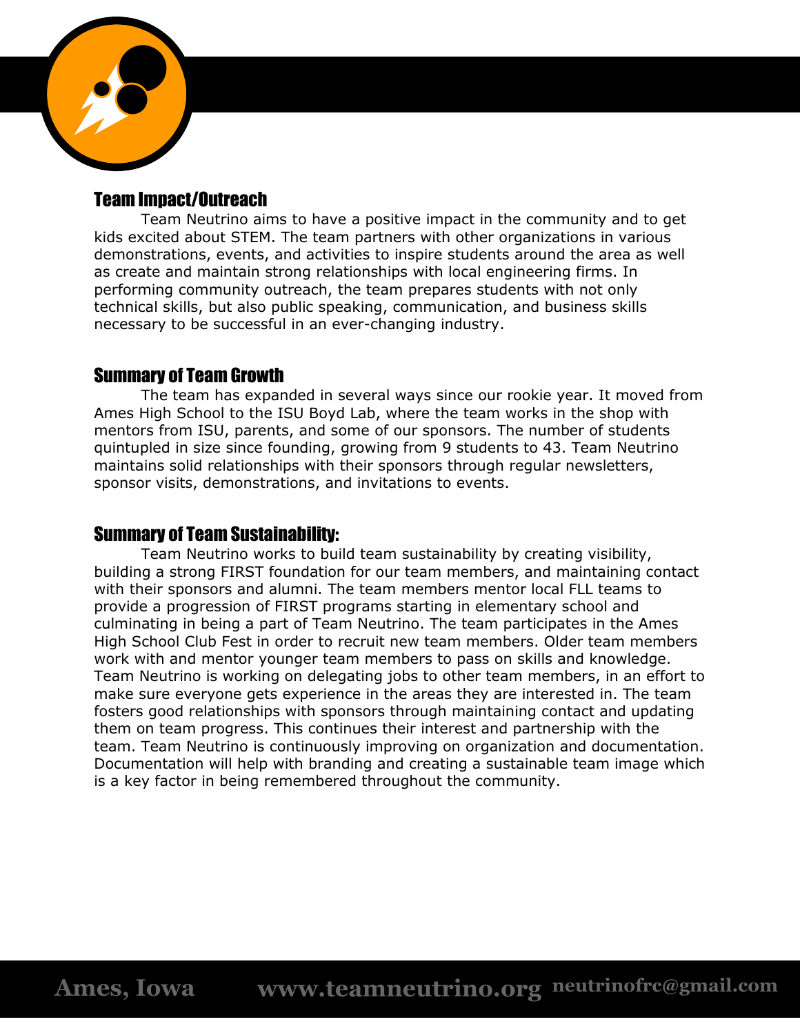## Team Impact/Outreach

Team Neutrino aims to have a positive impact in the community and to get kids excited about STEM. The team partners with other organizations in various demonstrations, events, and activities to inspire students around the area as well as create and maintain strong relationships with local engineering firms. In performing community outreach, the team prepares students with not only technical skills, but also public speaking, communication, and business skills necessary to be successful in an ever-changing industry.

## Summary of Team Growth

The team has expanded in several ways since our rookie year. It moved from Ames High School to the ISU Boyd Lab, where the team works in the shop with mentors from ISU, parents, and some of our sponsors. The number of students quintupled in size since founding, growing from 9 students to 43. Team Neutrino maintains solid relationships with their sponsors through regular newsletters, sponsor visits, demonstrations, and invitations to events.

## Summary of Team Sustainability:

Team Neutrino works to build team sustainability by creating visibility, building a strong FIRST foundation for our team members, and maintaining contact with their sponsors and alumni. The team members mentor local FLL teams to provide a progression of FIRST programs starting in elementary school and culminating in being a part of Team Neutrino. The team participates in the Ames High School Club Fest in order to recruit new team members. Older team members work with and mentor younger team members to pass on skills and knowledge. Team Neutrino is working on delegating jobs to other team members, in an effort to make sure everyone gets experience in the areas they are interested in. The team fosters good relationships with sponsors through maintaining contact and updating them on team progress. This continues their interest and partnership with the team. Team Neutrino is continuously improving on organization and documentation. Documentation will help with branding and creating a sustainable team image which is a key factor in being remembered throughout the community.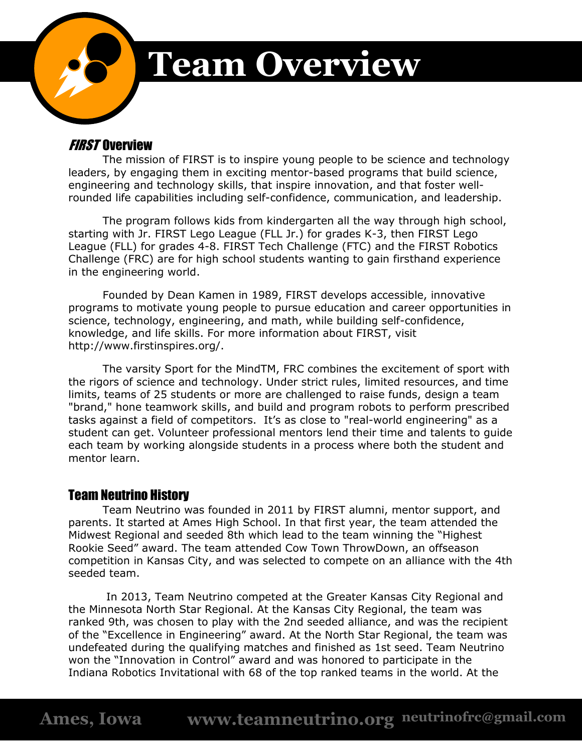# Team Overview

## *FIRST* Overview

The mission of FIRST is to inspire young people to be science and technology leaders, by engaging them in exciting mentor-based programs that build science, engineering and technology skills, that inspire innovation, and that foster well-rounded life capabilities including self-confidence, communication, and leadership.

The program follows kids from kindergarten all the way through high school, starting with Jr. FIRST Lego League (FLL Jr.) for grades K-3, then FIRST Lego League (FLL) for grades 4-8. FIRST Tech Challenge (FTC) and the FIRST Robotics Challenge (FRC) are for high school students wanting to gain firsthand experience in the engineering world.

Founded by Dean Kamen in 1989, FIRST develops accessible, innovative programs to motivate young people to pursue education and career opportunities in science, technology, engineering, and math, while building self-confidence, knowledge, and life skills. For more information about FIRST, visit http://www.firstinspires.org/.

The varsity Sport for the MindTM, FRC combines the excitement of sport with the rigors of science and technology. Under strict rules, limited resources, and time limits, teams of 25 students or more are challenged to raise funds, design a team "brand," hone teamwork skills, and build and program robots to perform prescribed tasks against a field of competitors. It's as close to "real-world engineering" as a student can get. Volunteer professional mentors lend their time and talents to guide each team by working alongside students in a process where both the student and mentor learn.

## Team Neutrino History

Team Neutrino was founded in 2011 by FIRST alumni, mentor support, and parents. It started at Ames High School. In that first year, the team attended the Midwest Regional and seeded 8th which lead to the team winning the "Highest Rookie Seed" award. The team attended Cow Town ThrowDown, an offseason competition in Kansas City, and was selected to compete on an alliance with the 4th seeded team.

In 2013, Team Neutrino competed at the Greater Kansas City Regional and the Minnesota North Star Regional. At the Kansas City Regional, the team was ranked 9th, was chosen to play with the 2nd seeded alliance, and was the recipient of the "Excellence in Engineering" award. At the North Star Regional, the team was undefeated during the qualifying matches and finished as 1st seed. Team Neutrino won the "Innovation in Control" award and was honored to participate in the Indiana Robotics Invitational with 68 of the top ranked teams in the world. At the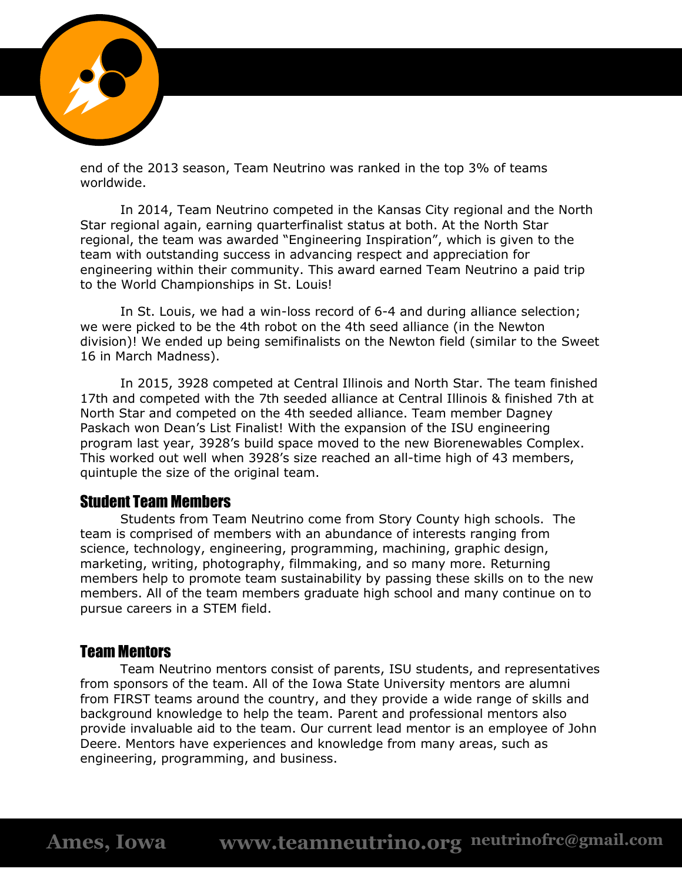end of the 2013 season, Team Neutrino was ranked in the top 3% of teams worldwide.

In 2014, Team Neutrino competed in the Kansas City regional and the North Star regional again, earning quarterfinalist status at both. At the North Star regional, the team was awarded "Engineering Inspiration", which is given to the team with outstanding success in advancing respect and appreciation for engineering within their community. This award earned Team Neutrino a paid trip to the World Championships in St. Louis!

In St. Louis, we had a win-loss record of 6-4 and during alliance selection; we were picked to be the 4th robot on the 4th seed alliance (in the Newton division)! We ended up being semifinalists on the Newton field (similar to the Sweet 16 in March Madness).

In 2015, 3928 competed at Central Illinois and North Star. The team finished 17th and competed with the 7th seeded alliance at Central Illinois & finished 7th at North Star and competed on the 4th seeded alliance. Team member Dagney Paskach won Dean's List Finalist! With the expansion of the ISU engineering program last year, 3928's build space moved to the new Biorenewables Complex. This worked out well when 3928's size reached an all-time high of 43 members, quintuple the size of the original team.

## Student Team Members

Students from Team Neutrino come from Story County high schools. The team is comprised of members with an abundance of interests ranging from science, technology, engineering, programming, machining, graphic design, marketing, writing, photography, filmmaking, and so many more. Returning members help to promote team sustainability by passing these skills on to the new members. All of the team members graduate high school and many continue on to pursue careers in a STEM field.

## Team Mentors

Team Neutrino mentors consist of parents, ISU students, and representatives from sponsors of the team. All of the Iowa State University mentors are alumni from FIRST teams around the country, and they provide a wide range of skills and background knowledge to help the team. Parent and professional mentors also provide invaluable aid to the team. Our current lead mentor is an employee of John Deere. Mentors have experiences and knowledge from many areas, such as engineering, programming, and business.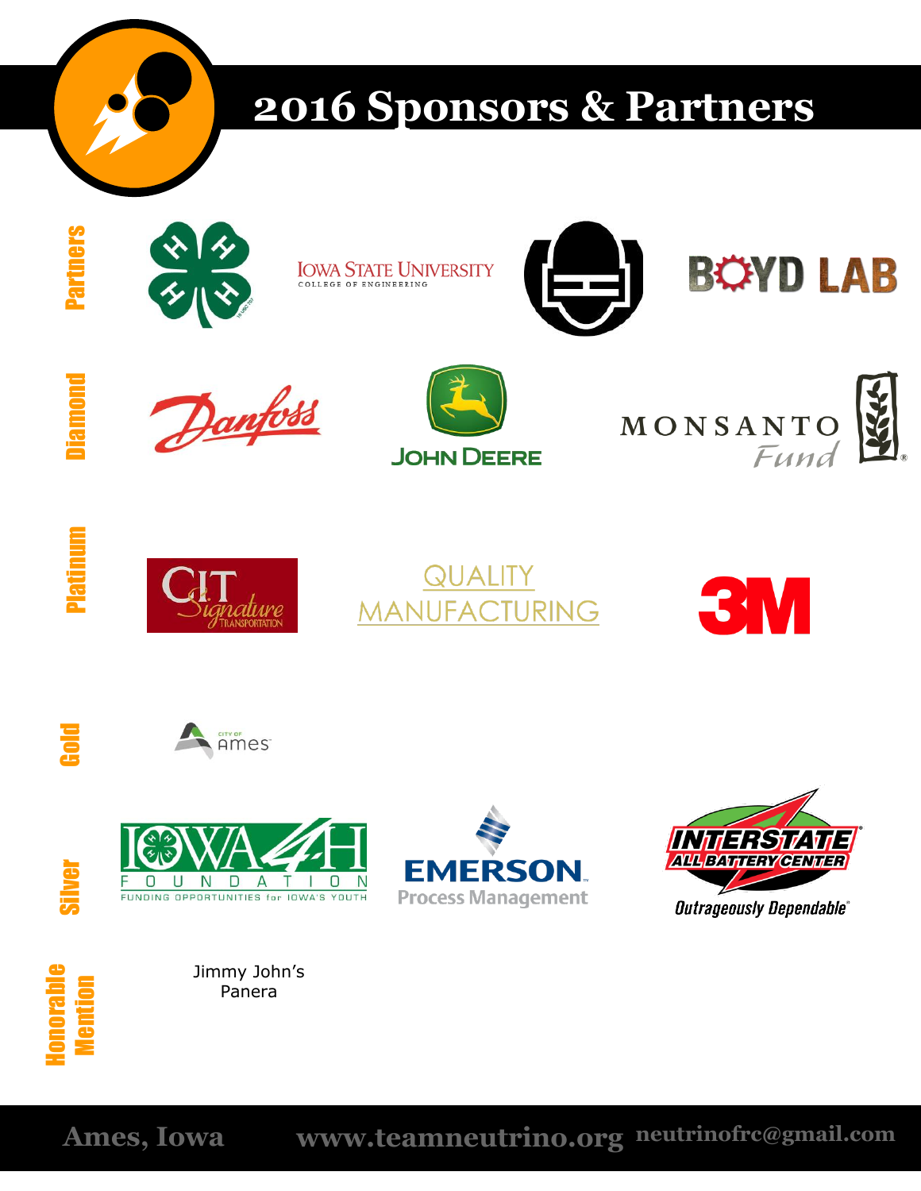# 2016 Sponsors & Partners

## Partners

- 4-H
- Iowa State University College of Engineering
- Boyd Lab

## Diamond

- Danfoss
- John Deere
- Monsanto Fund

## Platinum

- CIT Signature Transportation
- Quality Manufacturing
- 3M

## Gold

- City of Ames

## Silver

- Iowa 4-H Foundation — Funding Opportunities for Iowa's Youth
- Emerson Process Management
- Interstate All Battery Center — Outrageously Dependable

## Honorable Mention

Jimmy John's
Panera

Ames, Iowa www.teamneutrino.org neutrinofrc@gmail.com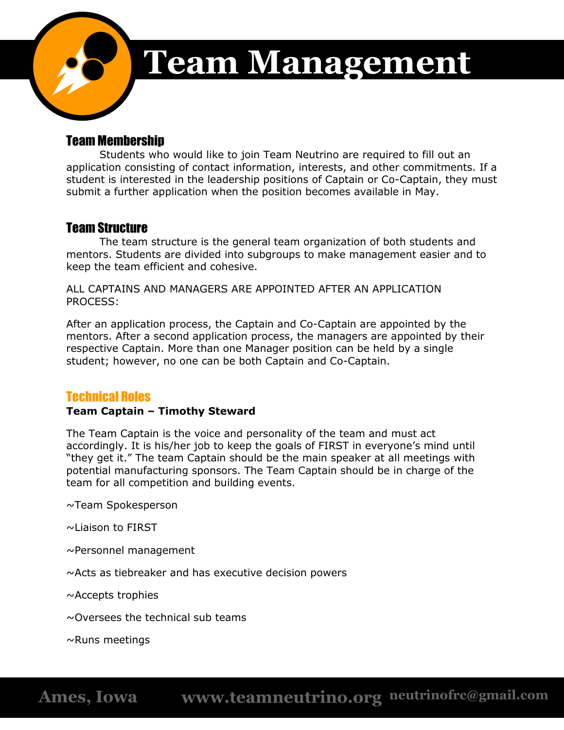# Team Management

## Team Membership

Students who would like to join Team Neutrino are required to fill out an application consisting of contact information, interests, and other commitments. If a student is interested in the leadership positions of Captain or Co-Captain, they must submit a further application when the position becomes available in May.

## Team Structure

The team structure is the general team organization of both students and mentors. Students are divided into subgroups to make management easier and to keep the team efficient and cohesive.

ALL CAPTAINS AND MANAGERS ARE APPOINTED AFTER AN APPLICATION PROCESS:

After an application process, the Captain and Co-Captain are appointed by the mentors. After a second application process, the managers are appointed by their respective Captain. More than one Manager position can be held by a single student; however, no one can be both Captain and Co-Captain.

## Technical Roles

**Team Captain – Timothy Steward**

The Team Captain is the voice and personality of the team and must act accordingly. It is his/her job to keep the goals of FIRST in everyone's mind until "they get it." The team Captain should be the main speaker at all meetings with potential manufacturing sponsors. The Team Captain should be in charge of the team for all competition and building events.

~Team Spokesperson

~Liaison to FIRST

~Personnel management

~Acts as tiebreaker and has executive decision powers

~Accepts trophies

~Oversees the technical sub teams

~Runs meetings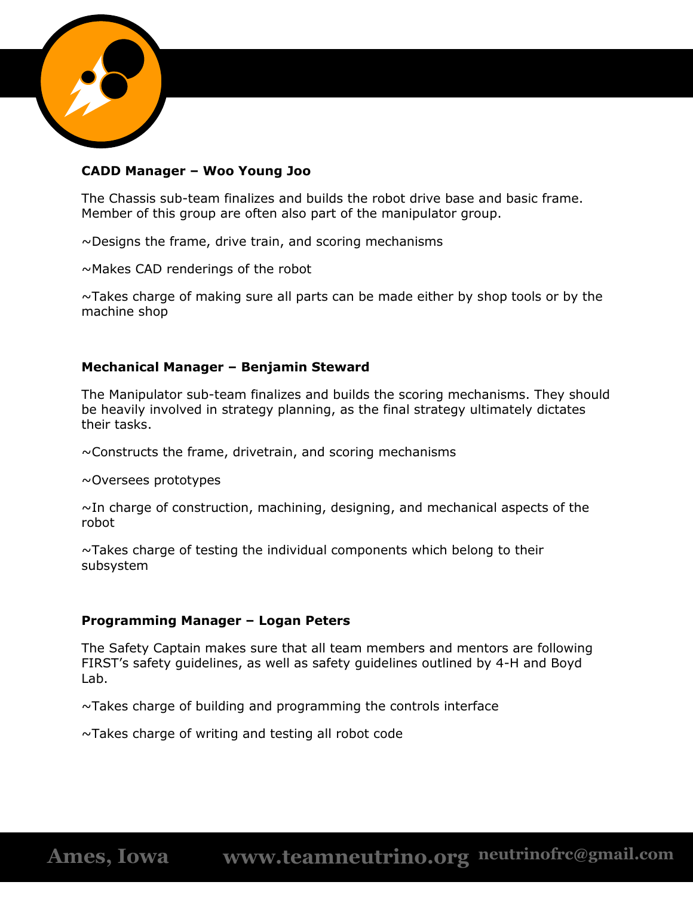**CADD Manager – Woo Young Joo**

The Chassis sub-team finalizes and builds the robot drive base and basic frame. Member of this group are often also part of the manipulator group.

~Designs the frame, drive train, and scoring mechanisms

~Makes CAD renderings of the robot

~Takes charge of making sure all parts can be made either by shop tools or by the machine shop

**Mechanical Manager – Benjamin Steward**

The Manipulator sub-team finalizes and builds the scoring mechanisms. They should be heavily involved in strategy planning, as the final strategy ultimately dictates their tasks.

~Constructs the frame, drivetrain, and scoring mechanisms

~Oversees prototypes

~In charge of construction, machining, designing, and mechanical aspects of the robot

~Takes charge of testing the individual components which belong to their subsystem

**Programming Manager – Logan Peters**

The Safety Captain makes sure that all team members and mentors are following FIRST's safety guidelines, as well as safety guidelines outlined by 4-H and Boyd Lab.

~Takes charge of building and programming the controls interface

~Takes charge of writing and testing all robot code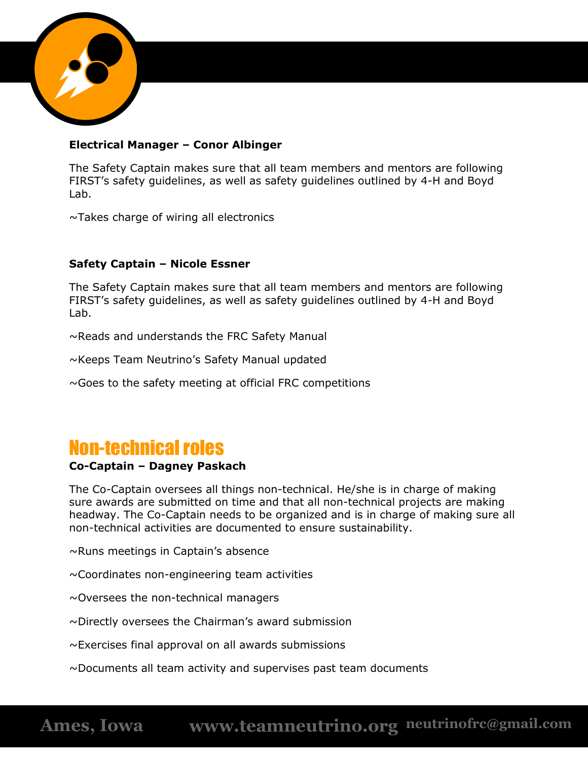**Electrical Manager – Conor Albinger**

The Safety Captain makes sure that all team members and mentors are following FIRST's safety guidelines, as well as safety guidelines outlined by 4-H and Boyd Lab.

~Takes charge of wiring all electronics

**Safety Captain – Nicole Essner**

The Safety Captain makes sure that all team members and mentors are following FIRST's safety guidelines, as well as safety guidelines outlined by 4-H and Boyd Lab.

~Reads and understands the FRC Safety Manual

~Keeps Team Neutrino's Safety Manual updated

~Goes to the safety meeting at official FRC competitions

## Non-technical roles

**Co-Captain – Dagney Paskach**

The Co-Captain oversees all things non-technical. He/she is in charge of making sure awards are submitted on time and that all non-technical projects are making headway. The Co-Captain needs to be organized and is in charge of making sure all non-technical activities are documented to ensure sustainability.

~Runs meetings in Captain's absence

~Coordinates non-engineering team activities

~Oversees the non-technical managers

~Directly oversees the Chairman's award submission

~Exercises final approval on all awards submissions

~Documents all team activity and supervises past team documents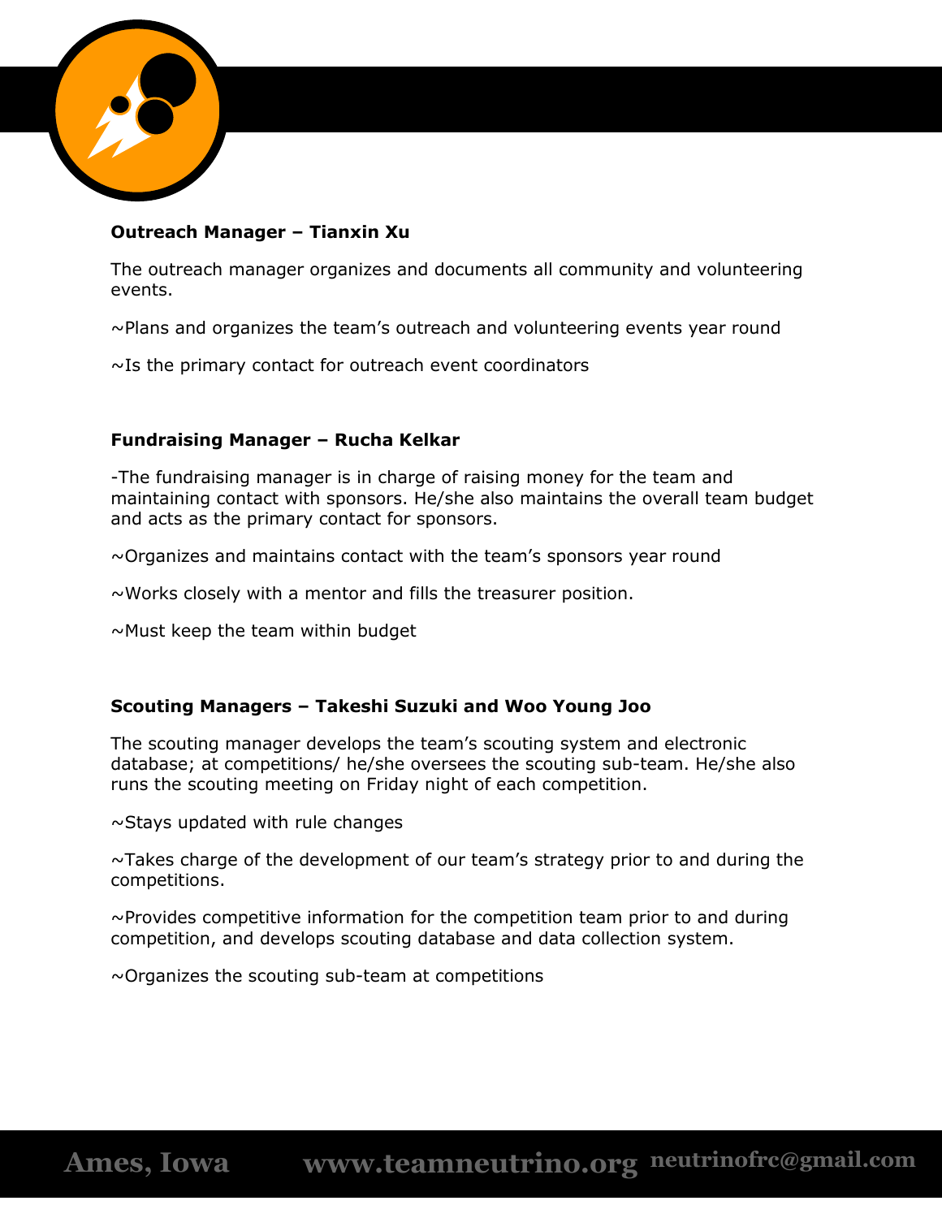**Outreach Manager – Tianxin Xu**

The outreach manager organizes and documents all community and volunteering events.

~Plans and organizes the team's outreach and volunteering events year round

~Is the primary contact for outreach event coordinators

**Fundraising Manager – Rucha Kelkar**

-The fundraising manager is in charge of raising money for the team and maintaining contact with sponsors. He/she also maintains the overall team budget and acts as the primary contact for sponsors.

~Organizes and maintains contact with the team's sponsors year round

~Works closely with a mentor and fills the treasurer position.

~Must keep the team within budget

**Scouting Managers – Takeshi Suzuki and Woo Young Joo**

The scouting manager develops the team's scouting system and electronic database; at competitions/ he/she oversees the scouting sub-team. He/she also runs the scouting meeting on Friday night of each competition.

~Stays updated with rule changes

~Takes charge of the development of our team's strategy prior to and during the competitions.

~Provides competitive information for the competition team prior to and during competition, and develops scouting database and data collection system.

~Organizes the scouting sub-team at competitions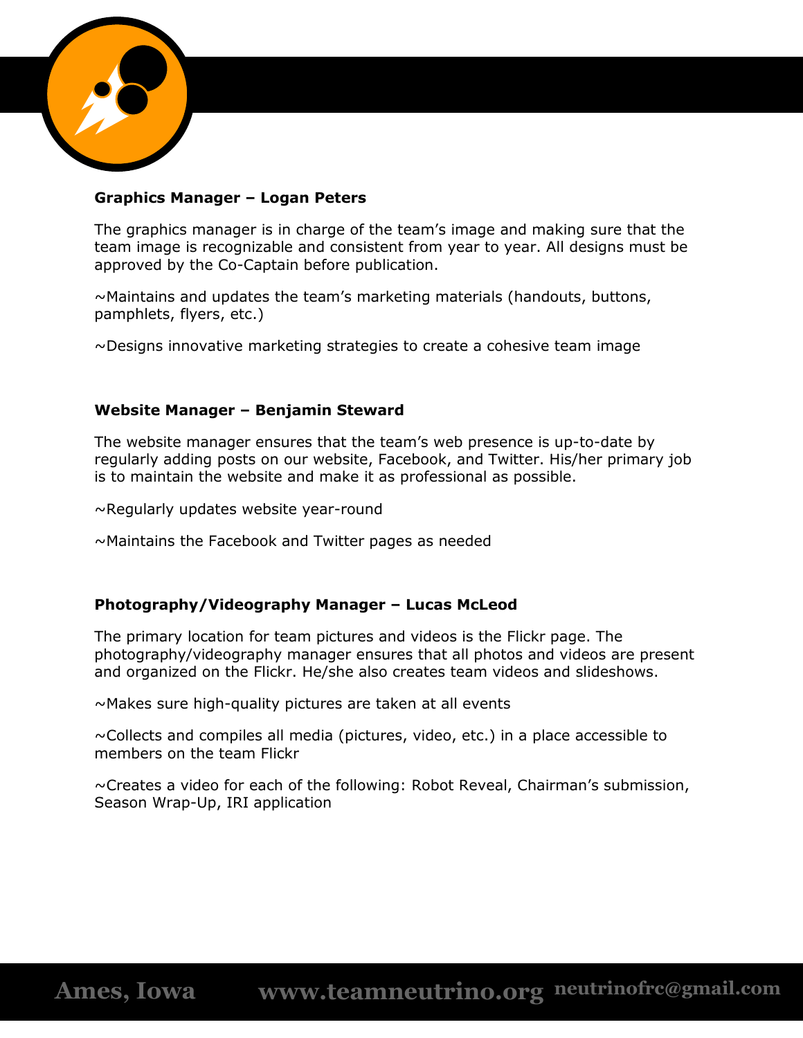**Graphics Manager – Logan Peters**

The graphics manager is in charge of the team's image and making sure that the team image is recognizable and consistent from year to year. All designs must be approved by the Co-Captain before publication.

~Maintains and updates the team's marketing materials (handouts, buttons, pamphlets, flyers, etc.)

~Designs innovative marketing strategies to create a cohesive team image

**Website Manager – Benjamin Steward**

The website manager ensures that the team's web presence is up-to-date by regularly adding posts on our website, Facebook, and Twitter. His/her primary job is to maintain the website and make it as professional as possible.

~Regularly updates website year-round

~Maintains the Facebook and Twitter pages as needed

**Photography/Videography Manager – Lucas McLeod**

The primary location for team pictures and videos is the Flickr page. The photography/videography manager ensures that all photos and videos are present and organized on the Flickr. He/she also creates team videos and slideshows.

~Makes sure high-quality pictures are taken at all events

~Collects and compiles all media (pictures, video, etc.) in a place accessible to members on the team Flickr

~Creates a video for each of the following: Robot Reveal, Chairman's submission, Season Wrap-Up, IRI application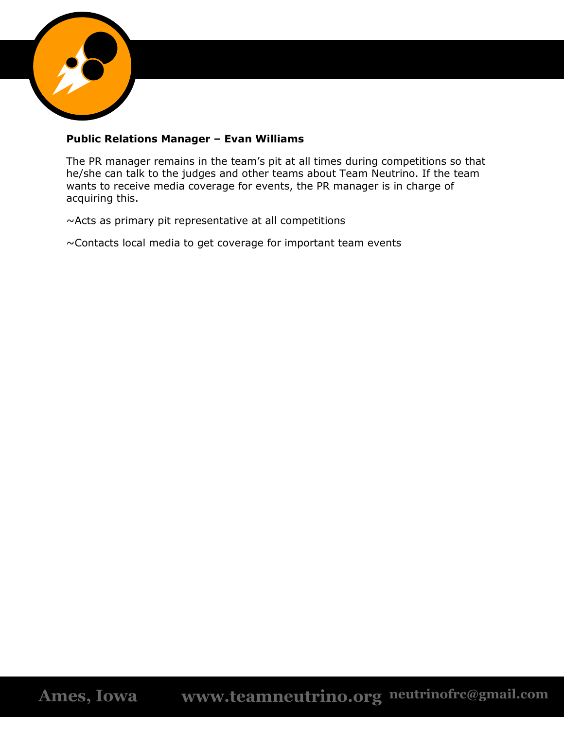**Public Relations Manager – Evan Williams**

The PR manager remains in the team's pit at all times during competitions so that he/she can talk to the judges and other teams about Team Neutrino. If the team wants to receive media coverage for events, the PR manager is in charge of acquiring this.

~Acts as primary pit representative at all competitions

~Contacts local media to get coverage for important team events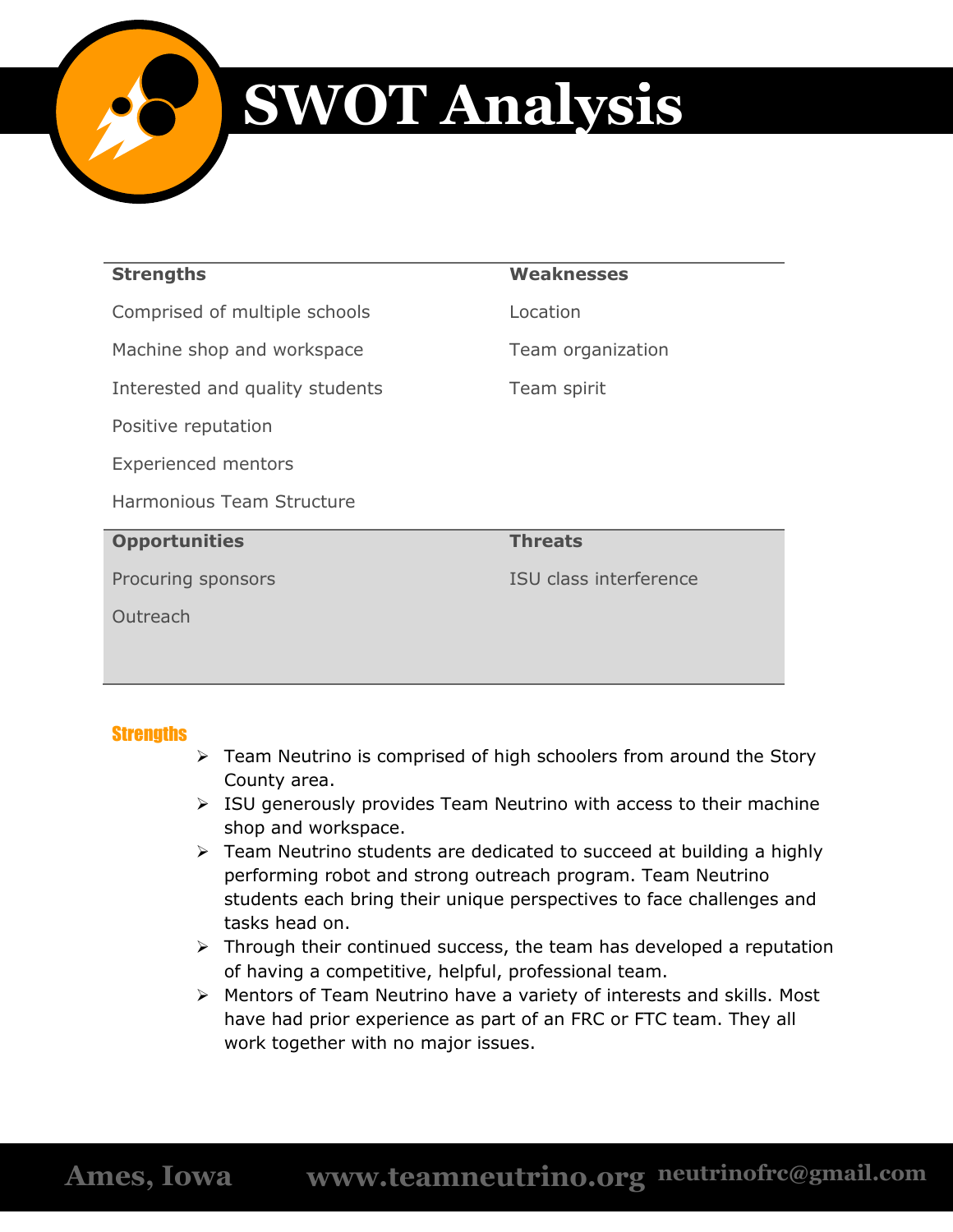# SWOT Analysis

| Strengths | Weaknesses |
|---|---|
| Comprised of multiple schools | Location |
| Machine shop and workspace | Team organization |
| Interested and quality students | Team spirit |
| Positive reputation | |
| Experienced mentors | |
| Harmonious Team Structure | |
| **Opportunities** | **Threats** |
| Procuring sponsors | ISU class interference |
| Outreach | |

## Strengths

- Team Neutrino is comprised of high schoolers from around the Story County area.
- ISU generously provides Team Neutrino with access to their machine shop and workspace.
- Team Neutrino students are dedicated to succeed at building a highly performing robot and strong outreach program. Team Neutrino students each bring their unique perspectives to face challenges and tasks head on.
- Through their continued success, the team has developed a reputation of having a competitive, helpful, professional team.
- Mentors of Team Neutrino have a variety of interests and skills. Most have had prior experience as part of an FRC or FTC team. They all work together with no major issues.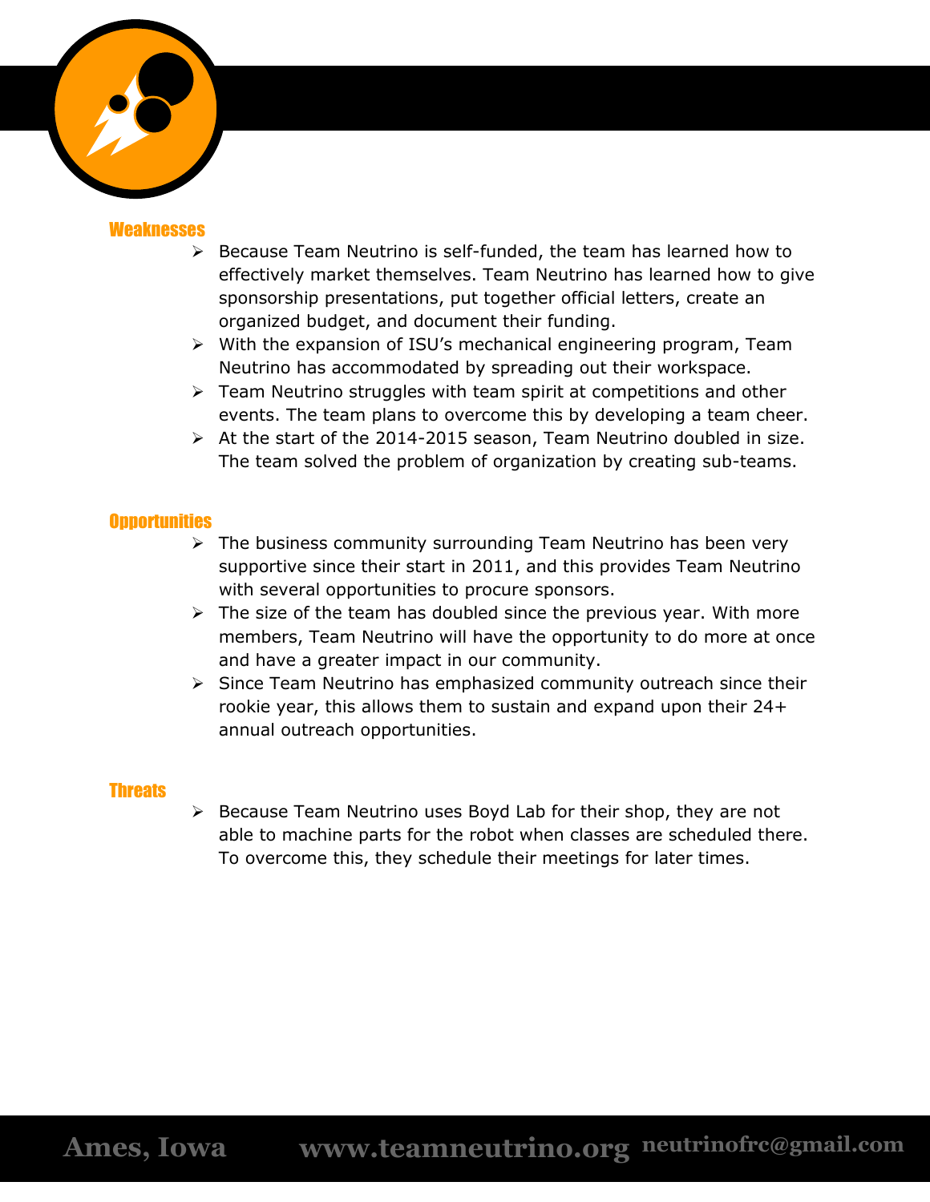## Weaknesses

- Because Team Neutrino is self-funded, the team has learned how to effectively market themselves. Team Neutrino has learned how to give sponsorship presentations, put together official letters, create an organized budget, and document their funding.
- With the expansion of ISU's mechanical engineering program, Team Neutrino has accommodated by spreading out their workspace.
- Team Neutrino struggles with team spirit at competitions and other events. The team plans to overcome this by developing a team cheer.
- At the start of the 2014-2015 season, Team Neutrino doubled in size. The team solved the problem of organization by creating sub-teams.

## Opportunities

- The business community surrounding Team Neutrino has been very supportive since their start in 2011, and this provides Team Neutrino with several opportunities to procure sponsors.
- The size of the team has doubled since the previous year. With more members, Team Neutrino will have the opportunity to do more at once and have a greater impact in our community.
- Since Team Neutrino has emphasized community outreach since their rookie year, this allows them to sustain and expand upon their 24+ annual outreach opportunities.

## Threats

- Because Team Neutrino uses Boyd Lab for their shop, they are not able to machine parts for the robot when classes are scheduled there. To overcome this, they schedule their meetings for later times.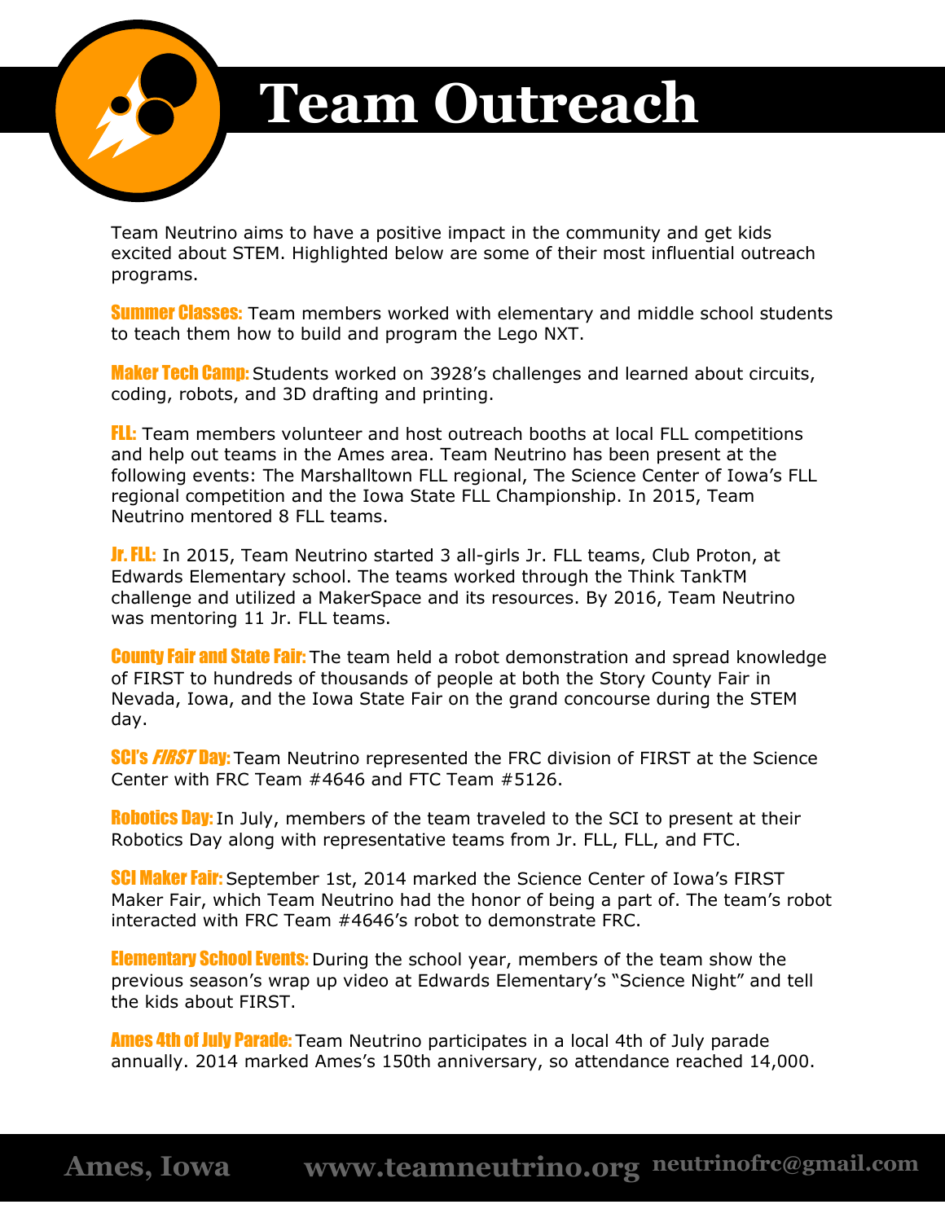# Team Outreach

Team Neutrino aims to have a positive impact in the community and get kids excited about STEM. Highlighted below are some of their most influential outreach programs.

**Summer Classes:** Team members worked with elementary and middle school students to teach them how to build and program the Lego NXT.

**Maker Tech Camp:** Students worked on 3928's challenges and learned about circuits, coding, robots, and 3D drafting and printing.

**FLL:** Team members volunteer and host outreach booths at local FLL competitions and help out teams in the Ames area. Team Neutrino has been present at the following events: The Marshalltown FLL regional, The Science Center of Iowa's FLL regional competition and the Iowa State FLL Championship. In 2015, Team Neutrino mentored 8 FLL teams.

**Jr. FLL:** In 2015, Team Neutrino started 3 all-girls Jr. FLL teams, Club Proton, at Edwards Elementary school. The teams worked through the Think TankTM challenge and utilized a MakerSpace and its resources. By 2016, Team Neutrino was mentoring 11 Jr. FLL teams.

**County Fair and State Fair:** The team held a robot demonstration and spread knowledge of FIRST to hundreds of thousands of people at both the Story County Fair in Nevada, Iowa, and the Iowa State Fair on the grand concourse during the STEM day.

**SCI's *FIRST* Day:** Team Neutrino represented the FRC division of FIRST at the Science Center with FRC Team #4646 and FTC Team #5126.

**Robotics Day:** In July, members of the team traveled to the SCI to present at their Robotics Day along with representative teams from Jr. FLL, FLL, and FTC.

**SCI Maker Fair:** September 1st, 2014 marked the Science Center of Iowa's FIRST Maker Fair, which Team Neutrino had the honor of being a part of. The team's robot interacted with FRC Team #4646's robot to demonstrate FRC.

**Elementary School Events:** During the school year, members of the team show the previous season's wrap up video at Edwards Elementary's "Science Night" and tell the kids about FIRST.

**Ames 4th of July Parade:** Team Neutrino participates in a local 4th of July parade annually. 2014 marked Ames's 150th anniversary, so attendance reached 14,000.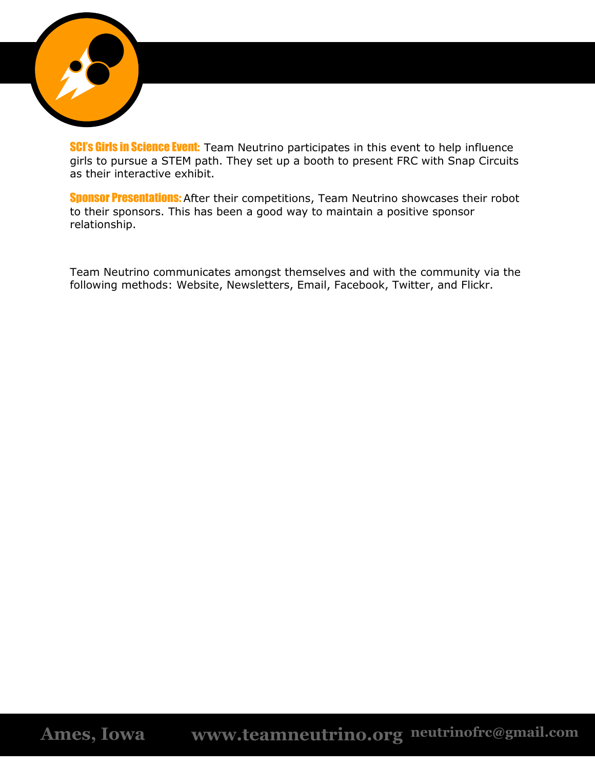**SCI's Girls in Science Event:** Team Neutrino participates in this event to help influence girls to pursue a STEM path. They set up a booth to present FRC with Snap Circuits as their interactive exhibit.

**Sponsor Presentations:** After their competitions, Team Neutrino showcases their robot to their sponsors. This has been a good way to maintain a positive sponsor relationship.

Team Neutrino communicates amongst themselves and with the community via the following methods: Website, Newsletters, Email, Facebook, Twitter, and Flickr.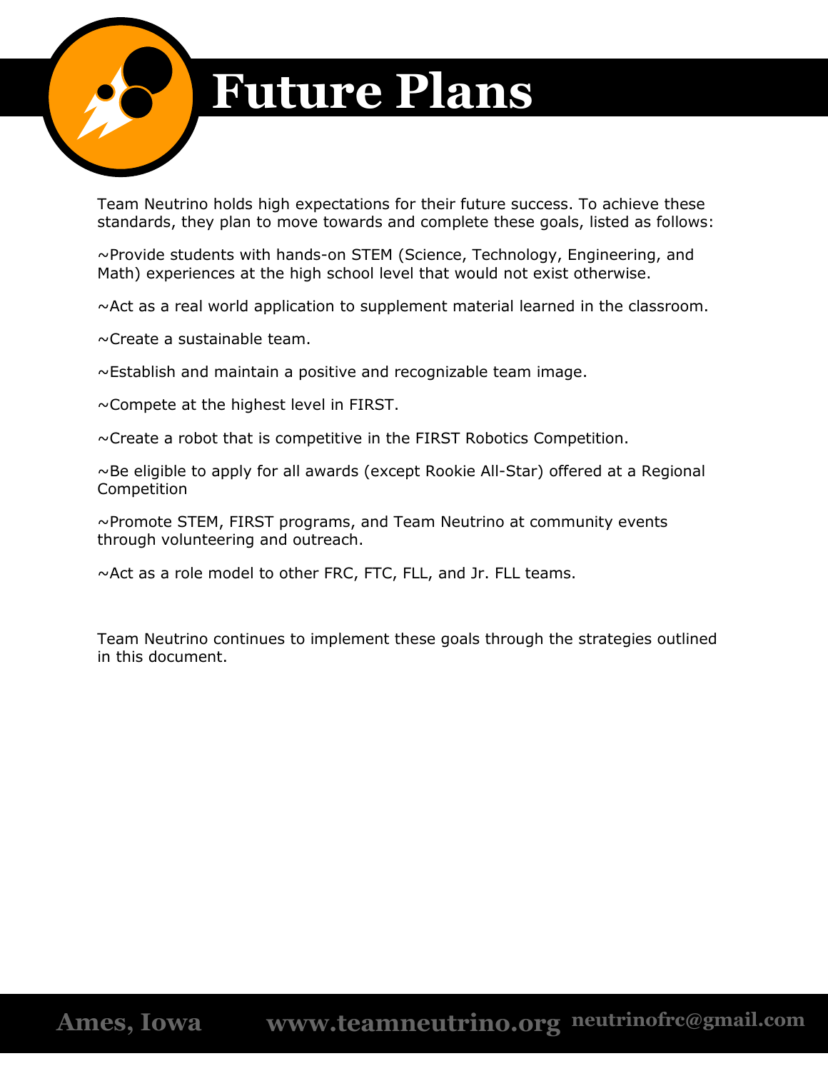# Future Plans

Team Neutrino holds high expectations for their future success. To achieve these standards, they plan to move towards and complete these goals, listed as follows:

~Provide students with hands-on STEM (Science, Technology, Engineering, and Math) experiences at the high school level that would not exist otherwise.

~Act as a real world application to supplement material learned in the classroom.

~Create a sustainable team.

~Establish and maintain a positive and recognizable team image.

~Compete at the highest level in FIRST.

~Create a robot that is competitive in the FIRST Robotics Competition.

~Be eligible to apply for all awards (except Rookie All-Star) offered at a Regional Competition

~Promote STEM, FIRST programs, and Team Neutrino at community events through volunteering and outreach.

~Act as a role model to other FRC, FTC, FLL, and Jr. FLL teams.

Team Neutrino continues to implement these goals through the strategies outlined in this document.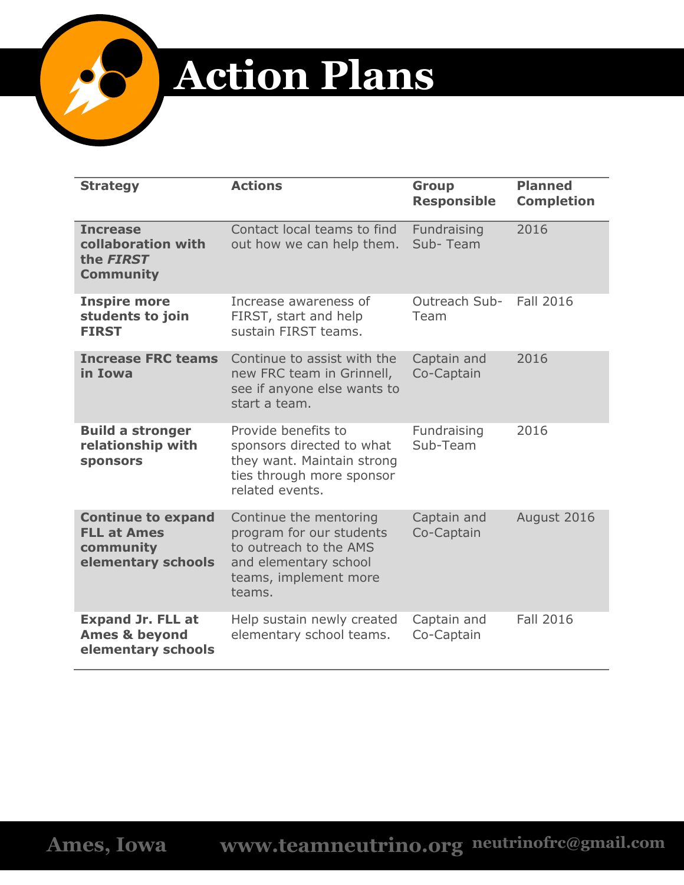# Action Plans

| Strategy | Actions | Group Responsible | Planned Completion |
|---|---|---|---|
| **Increase collaboration with the *FIRST* Community** | Contact local teams to find out how we can help them. | Fundraising Sub- Team | 2016 |
| **Inspire more students to join FIRST** | Increase awareness of FIRST, start and help sustain FIRST teams. | Outreach Sub-Team | Fall 2016 |
| **Increase FRC teams in Iowa** | Continue to assist with the new FRC team in Grinnell, see if anyone else wants to start a team. | Captain and Co-Captain | 2016 |
| **Build a stronger relationship with sponsors** | Provide benefits to sponsors directed to what they want. Maintain strong ties through more sponsor related events. | Fundraising Sub-Team | 2016 |
| **Continue to expand FLL at Ames community elementary schools** | Continue the mentoring program for our students to outreach to the AMS and elementary school teams, implement more teams. | Captain and Co-Captain | August 2016 |
| **Expand Jr. FLL at Ames & beyond elementary schools** | Help sustain newly created elementary school teams. | Captain and Co-Captain | Fall 2016 |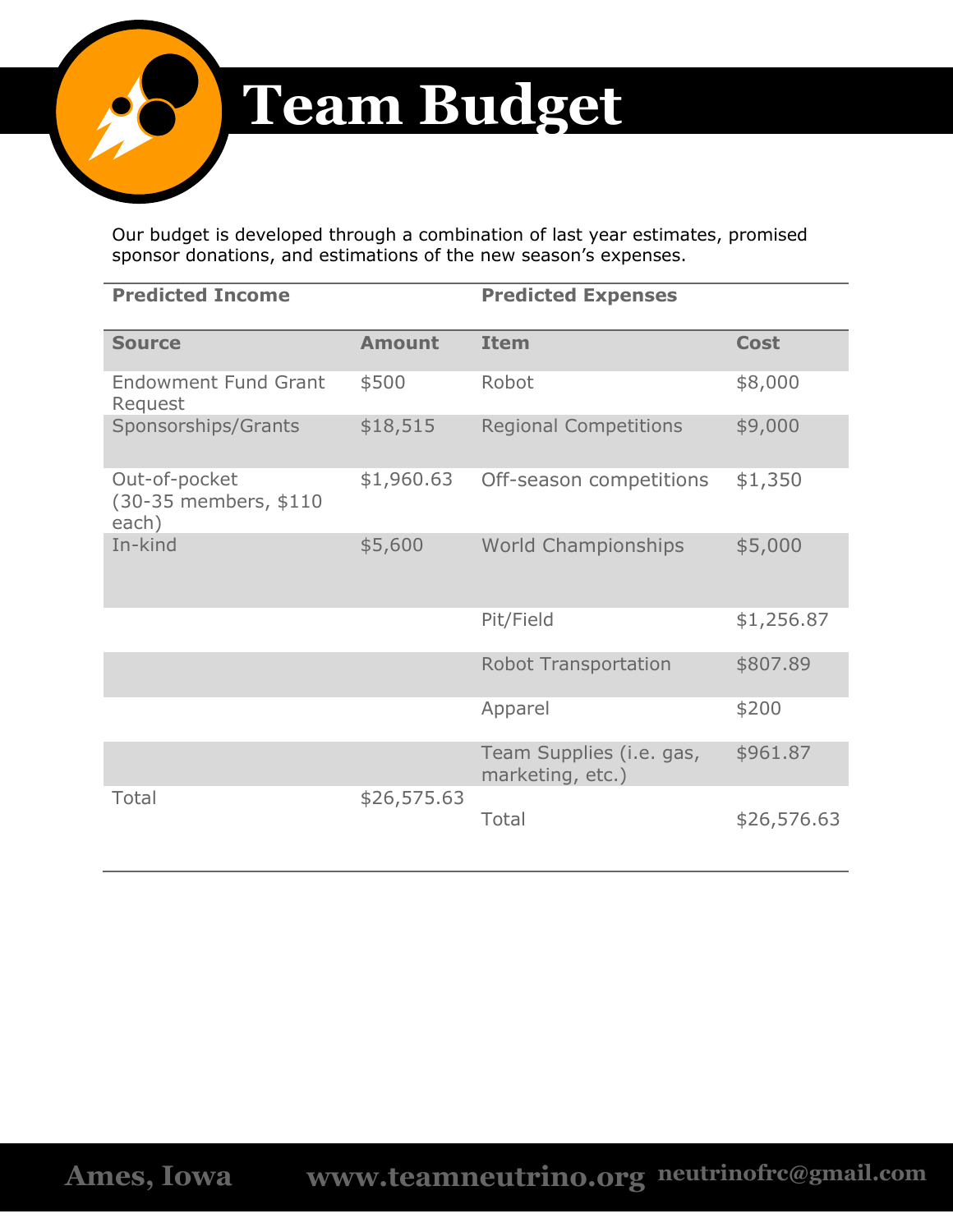# Team Budget

Our budget is developed through a combination of last year estimates, promised sponsor donations, and estimations of the new season's expenses.

| **Predicted Income** | | **Predicted Expenses** | |
|---|---|---|---|
| **Source** | **Amount** | **Item** | **Cost** |
| Endowment Fund Grant Request | $500 | Robot | $8,000 |
| Sponsorships/Grants | $18,515 | Regional Competitions | $9,000 |
| Out-of-pocket (30-35 members, $110 each) | $1,960.63 | Off-season competitions | $1,350 |
| In-kind | $5,600 | World Championships | $5,000 |
| | | Pit/Field | $1,256.87 |
| | | Robot Transportation | $807.89 |
| | | Apparel | $200 |
| | | Team Supplies (i.e. gas, marketing, etc.) | $961.87 |
| Total | $26,575.63 | Total | $26,576.63 |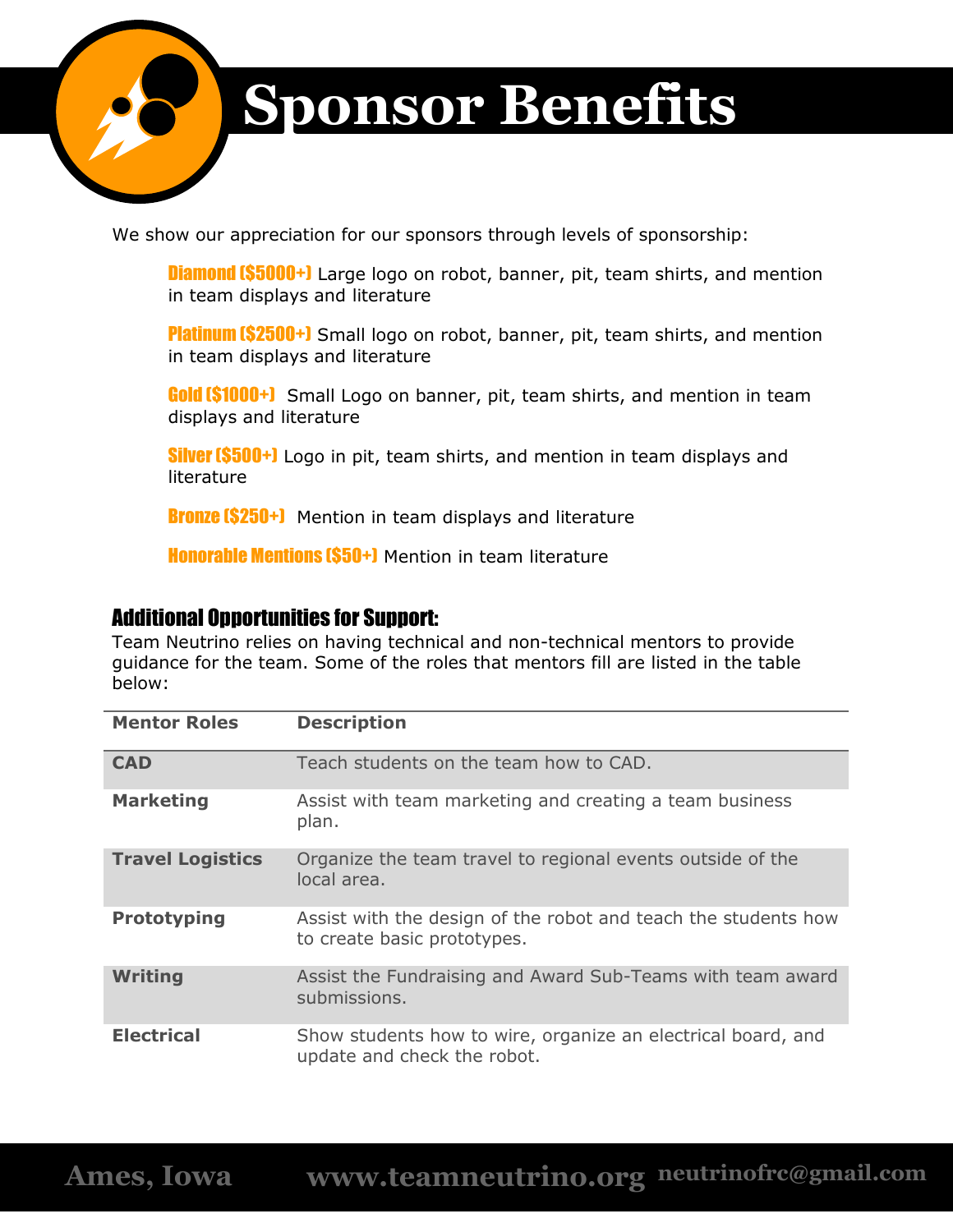# Sponsor Benefits

We show our appreciation for our sponsors through levels of sponsorship:

**Diamond ($5000+)** Large logo on robot, banner, pit, team shirts, and mention in team displays and literature

**Platinum ($2500+)** Small logo on robot, banner, pit, team shirts, and mention in team displays and literature

**Gold ($1000+)** Small Logo on banner, pit, team shirts, and mention in team displays and literature

**Silver ($500+)** Logo in pit, team shirts, and mention in team displays and literature

**Bronze ($250+)** Mention in team displays and literature

**Honorable Mentions ($50+)** Mention in team literature

## Additional Opportunities for Support:

Team Neutrino relies on having technical and non-technical mentors to provide guidance for the team. Some of the roles that mentors fill are listed in the table below:

| Mentor Roles | Description |
|---|---|
| **CAD** | Teach students on the team how to CAD. |
| **Marketing** | Assist with team marketing and creating a team business plan. |
| **Travel Logistics** | Organize the team travel to regional events outside of the local area. |
| **Prototyping** | Assist with the design of the robot and teach the students how to create basic prototypes. |
| **Writing** | Assist the Fundraising and Award Sub-Teams with team award submissions. |
| **Electrical** | Show students how to wire, organize an electrical board, and update and check the robot. |

Ames, Iowa www.teamneutrino.org neutrinofrc@gmail.com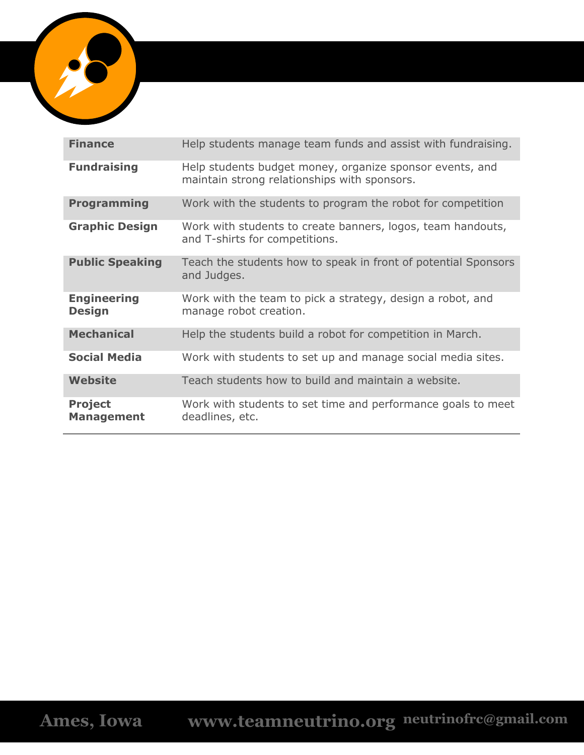| | |
|---|---|
| **Finance** | Help students manage team funds and assist with fundraising. |
| **Fundraising** | Help students budget money, organize sponsor events, and maintain strong relationships with sponsors. |
| **Programming** | Work with the students to program the robot for competition |
| **Graphic Design** | Work with students to create banners, logos, team handouts, and T-shirts for competitions. |
| **Public Speaking** | Teach the students how to speak in front of potential Sponsors and Judges. |
| **Engineering Design** | Work with the team to pick a strategy, design a robot, and manage robot creation. |
| **Mechanical** | Help the students build a robot for competition in March. |
| **Social Media** | Work with students to set up and manage social media sites. |
| **Website** | Teach students how to build and maintain a website. |
| **Project Management** | Work with students to set time and performance goals to meet deadlines, etc. |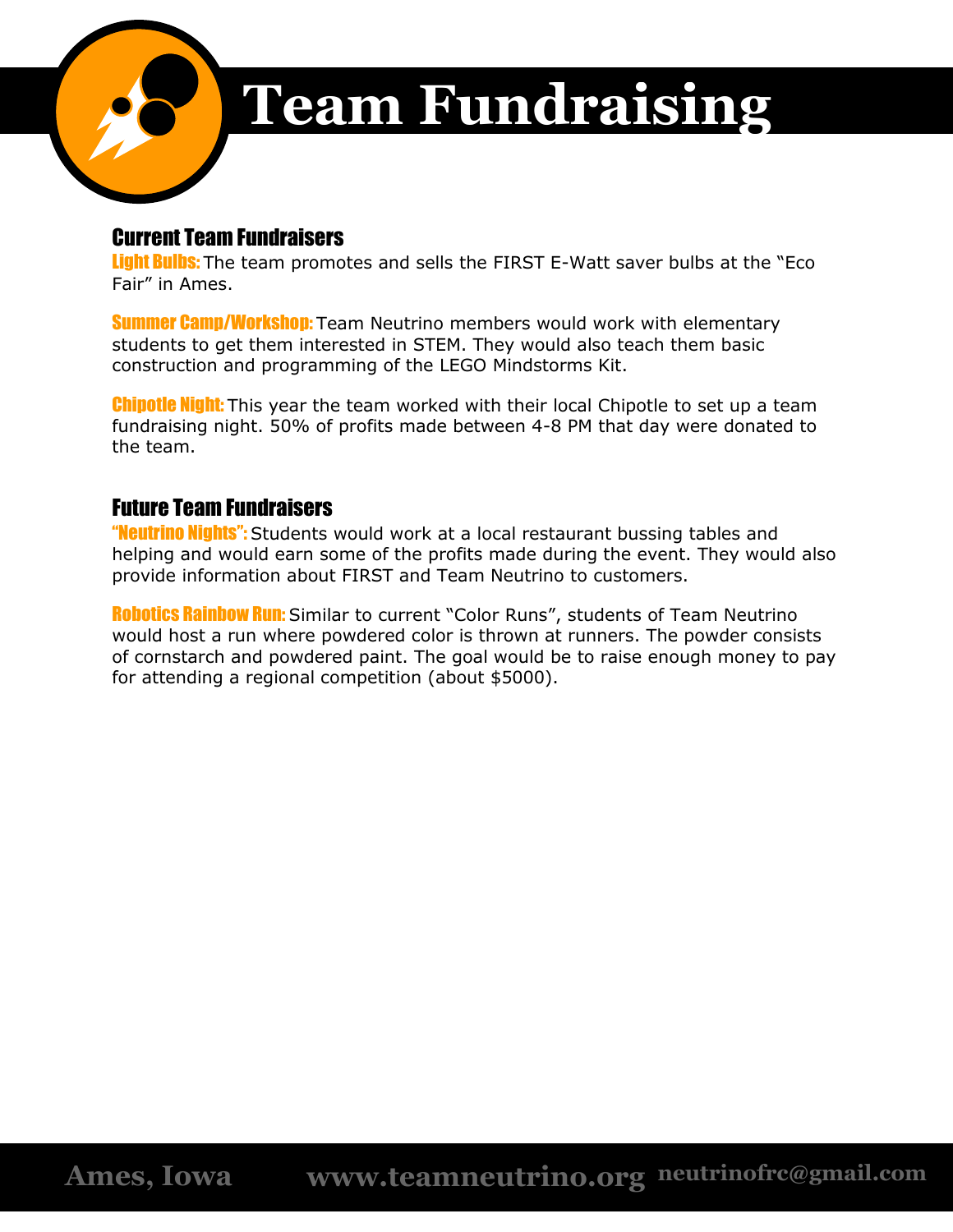# Team Fundraising

## Current Team Fundraisers

**Light Bulbs:** The team promotes and sells the FIRST E-Watt saver bulbs at the "Eco Fair" in Ames.

**Summer Camp/Workshop:** Team Neutrino members would work with elementary students to get them interested in STEM. They would also teach them basic construction and programming of the LEGO Mindstorms Kit.

**Chipotle Night:** This year the team worked with their local Chipotle to set up a team fundraising night. 50% of profits made between 4-8 PM that day were donated to the team.

## Future Team Fundraisers

**"Neutrino Nights":** Students would work at a local restaurant bussing tables and helping and would earn some of the profits made during the event. They would also provide information about FIRST and Team Neutrino to customers.

**Robotics Rainbow Run:** Similar to current "Color Runs", students of Team Neutrino would host a run where powdered color is thrown at runners. The powder consists of cornstarch and powdered paint. The goal would be to raise enough money to pay for attending a regional competition (about $5000).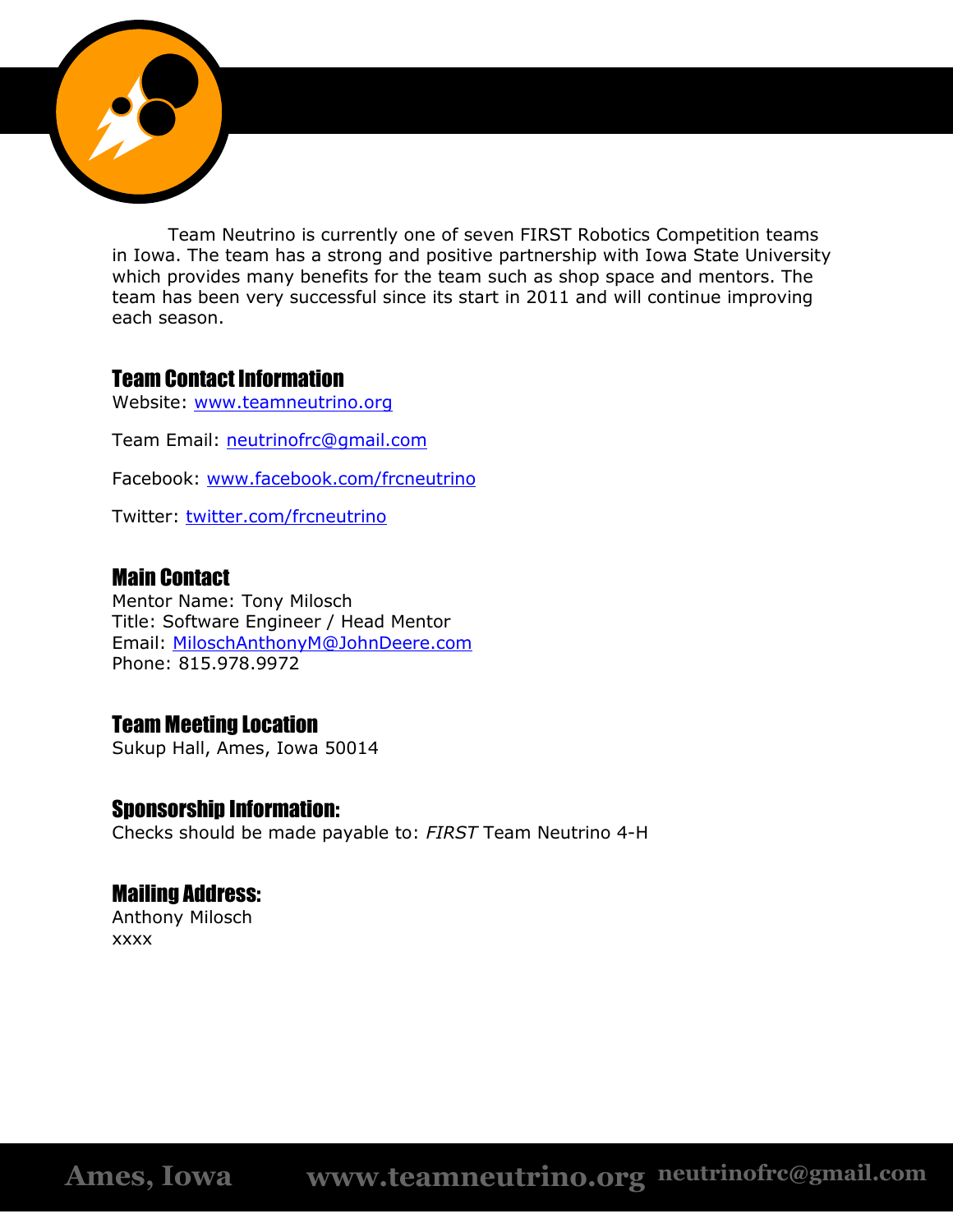Team Neutrino is currently one of seven FIRST Robotics Competition teams in Iowa. The team has a strong and positive partnership with Iowa State University which provides many benefits for the team such as shop space and mentors. The team has been very successful since its start in 2011 and will continue improving each season.

## Team Contact Information

Website: www.teamneutrino.org

Team Email: neutrinofrc@gmail.com

Facebook: www.facebook.com/frcneutrino

Twitter: twitter.com/frcneutrino

## Main Contact

Mentor Name: Tony Milosch
Title: Software Engineer / Head Mentor
Email: MiloschAnthonyM@JohnDeere.com
Phone: 815.978.9972

## Team Meeting Location

Sukup Hall, Ames, Iowa 50014

## Sponsorship Information:

Checks should be made payable to: *FIRST* Team Neutrino 4-H

## Mailing Address:

Anthony Milosch
xxxx